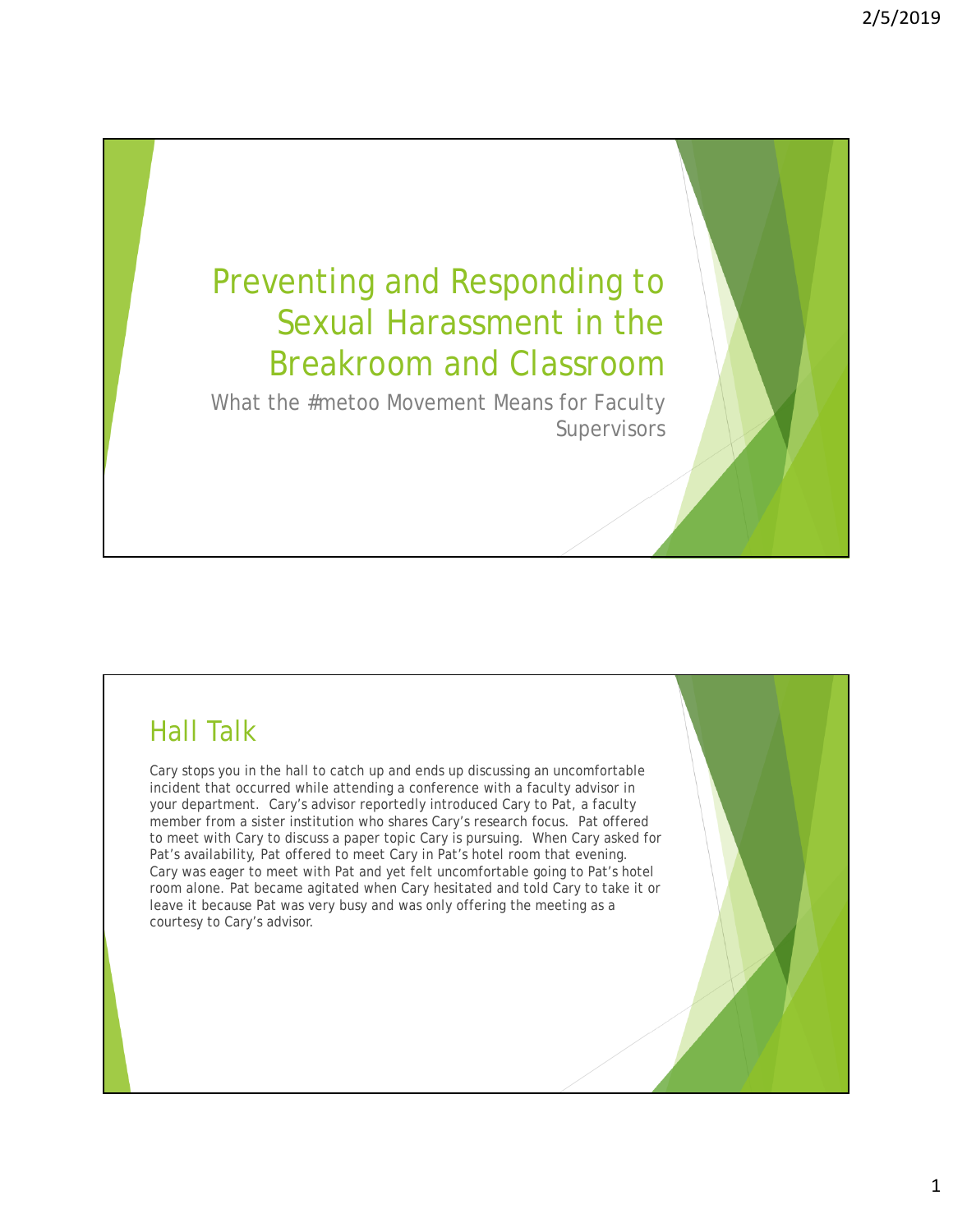# Preventing and Responding to Sexual Harassment in the Breakroom and Classroom

What the #metoo Movement Means for Faculty Supervisors

## Hall Talk

Cary stops you in the hall to catch up and ends up discussing an uncomfortable incident that occurred while attending a conference with a faculty advisor in your department. Cary's advisor reportedly introduced Cary to Pat, a faculty member from a sister institution who shares Cary's research focus. Pat offered to meet with Cary to discuss a paper topic Cary is pursuing. When Cary asked for Pat's availability, Pat offered to meet Cary in Pat's hotel room that evening. Cary was eager to meet with Pat and yet felt uncomfortable going to Pat's hotel room alone. Pat became agitated when Cary hesitated and told Cary to take it or leave it because Pat was very busy and was only offering the meeting as a courtesy to Cary's advisor.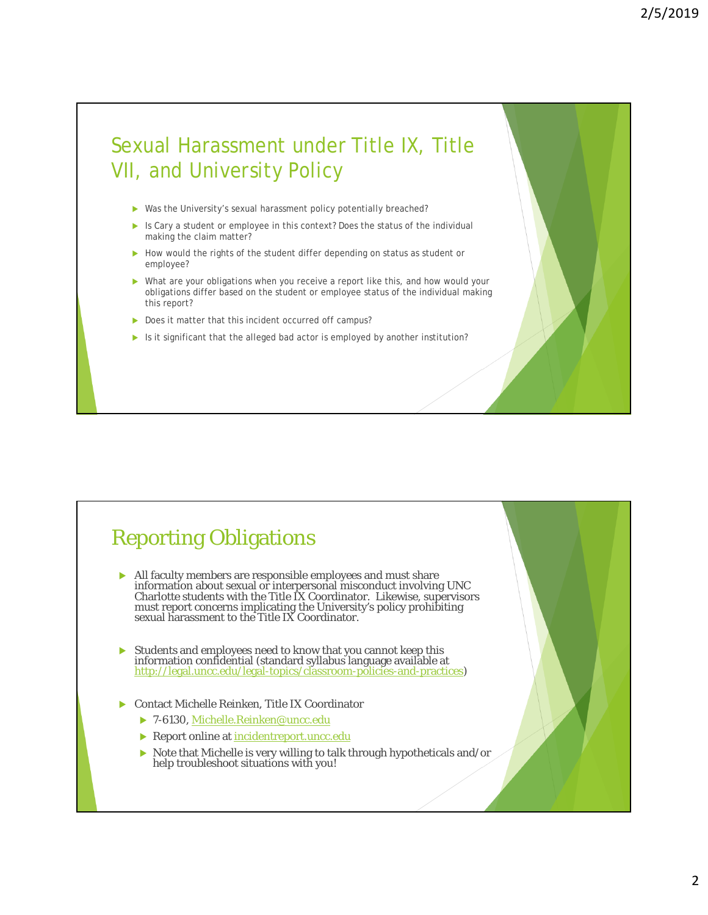## Sexual Harassment under Title IX, Title VII, and University Policy

- Was the University's sexual harassment policy potentially breached?
- Is Cary a student or employee in this context? Does the status of the individual making the claim matter?
- How would the rights of the student differ depending on status as student or employee?
- What are your obligations when you receive a report like this, and how would your obligations differ based on the student or employee status of the individual making this report?
- Does it matter that this incident occurred off campus?
- Is it significant that the alleged bad actor is employed by another institution?

## Reporting Obligations

- All faculty members are responsible employees and must share information about sexual or interpersonal misconduct involving UNC Charlotte students with the Title IX Coordinator. Likewise, supervisors must report concerns implicating the University's policy prohibiting sexual harassment to the Title IX Coordinator.
- Students and employees need to know that you cannot keep this information confidential (standard syllabus language available at http://legal.uncc.edu/legal-topics/classroom-policies-and-practices)
- Contact Michelle Reinken, Title IX Coordinator
  - 7-6130, Michelle.Reinken@uncc.edu
  - Report online at incidentreport.uncc.edu
  - Note that Michelle is very willing to talk through hypotheticals and/or help troubleshoot situations with you!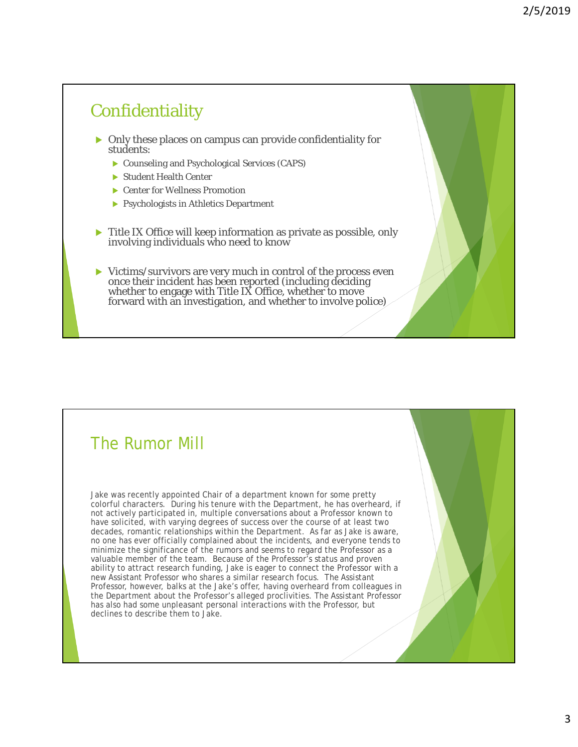## Confidentiality

- Only these places on campus can provide confidentiality for students:
  - Counseling and Psychological Services (CAPS)
  - Student Health Center
  - Center for Wellness Promotion
  - Psychologists in Athletics Department
- Title IX Office will keep information as private as possible, only involving individuals who need to know
- Victims/survivors are very much in control of the process even once their incident has been reported (including deciding whether to engage with Title IX Office, whether to move forward with an investigation, and whether to involve police)

## The Rumor Mill

Jake was recently appointed Chair of a department known for some pretty colorful characters. During his tenure with the Department, he has overheard, if not actively participated in, multiple conversations about a Professor known to have solicited, with varying degrees of success over the course of at least two decades, romantic relationships within the Department. As far as Jake is aware, no one has ever officially complained about the incidents, and everyone tends to minimize the significance of the rumors and seems to regard the Professor as a valuable member of the team. Because of the Professor's status and proven ability to attract research funding, Jake is eager to connect the Professor with a new Assistant Professor who shares a similar research focus. The Assistant Professor, however, balks at the Jake's offer, having overheard from colleagues in the Department about the Professor's alleged proclivities. The Assistant Professor has also had some unpleasant personal interactions with the Professor, but declines to describe them to Jake.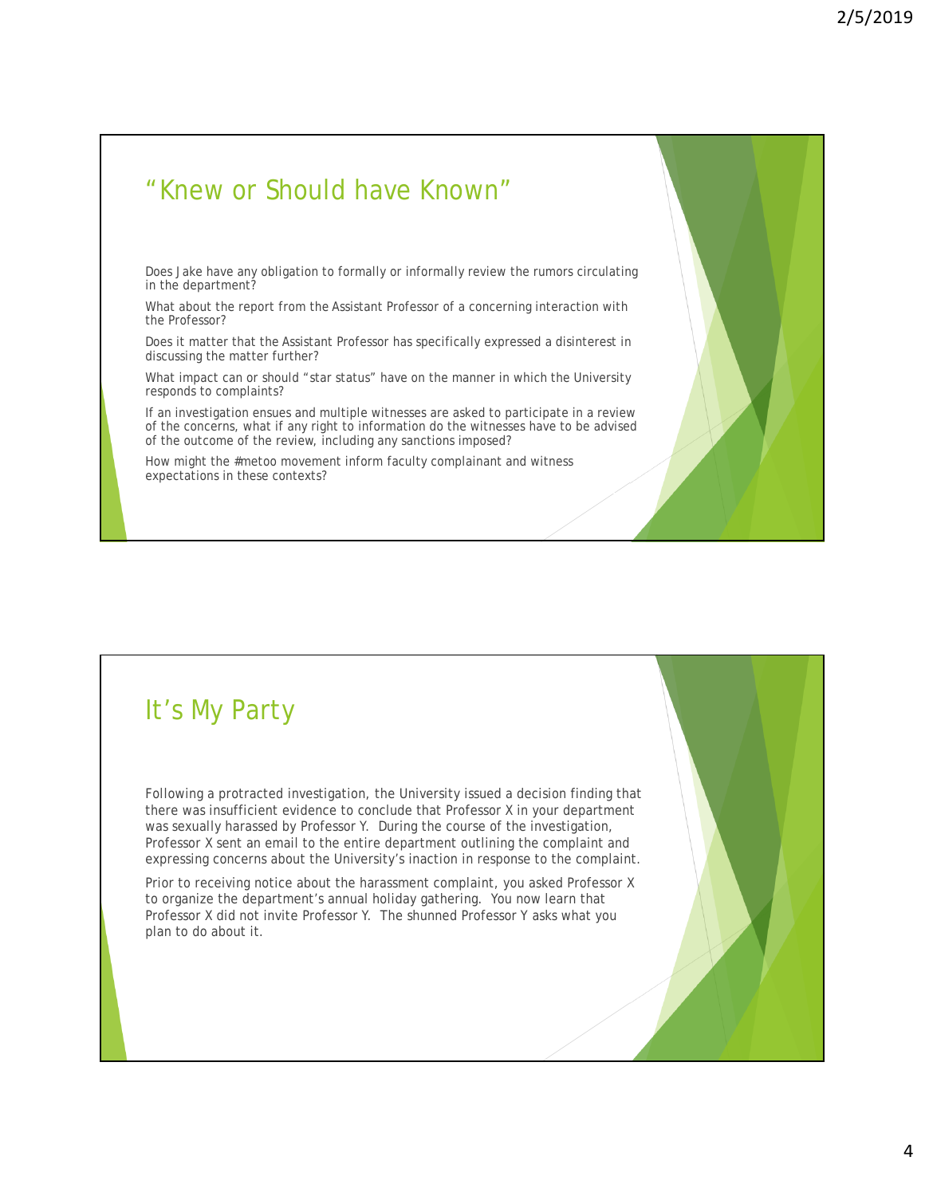## "Knew or Should have Known"

Does Jake have any obligation to formally or informally review the rumors circulating in the department?

What about the report from the Assistant Professor of a concerning interaction with the Professor?

Does it matter that the Assistant Professor has specifically expressed a disinterest in discussing the matter further?

What impact can or should "star status" have on the manner in which the University responds to complaints?

If an investigation ensues and multiple witnesses are asked to participate in a review of the concerns, what if any right to information do the witnesses have to be advised of the outcome of the review, including any sanctions imposed?

How might the #metoo movement inform faculty complainant and witness expectations in these contexts?

## It's My Party

Following a protracted investigation, the University issued a decision finding that there was insufficient evidence to conclude that Professor X in your department was sexually harassed by Professor Y. During the course of the investigation, Professor X sent an email to the entire department outlining the complaint and expressing concerns about the University's inaction in response to the complaint.

Prior to receiving notice about the harassment complaint, you asked Professor X to organize the department's annual holiday gathering. You now learn that Professor X did not invite Professor Y. The shunned Professor Y asks what you plan to do about it.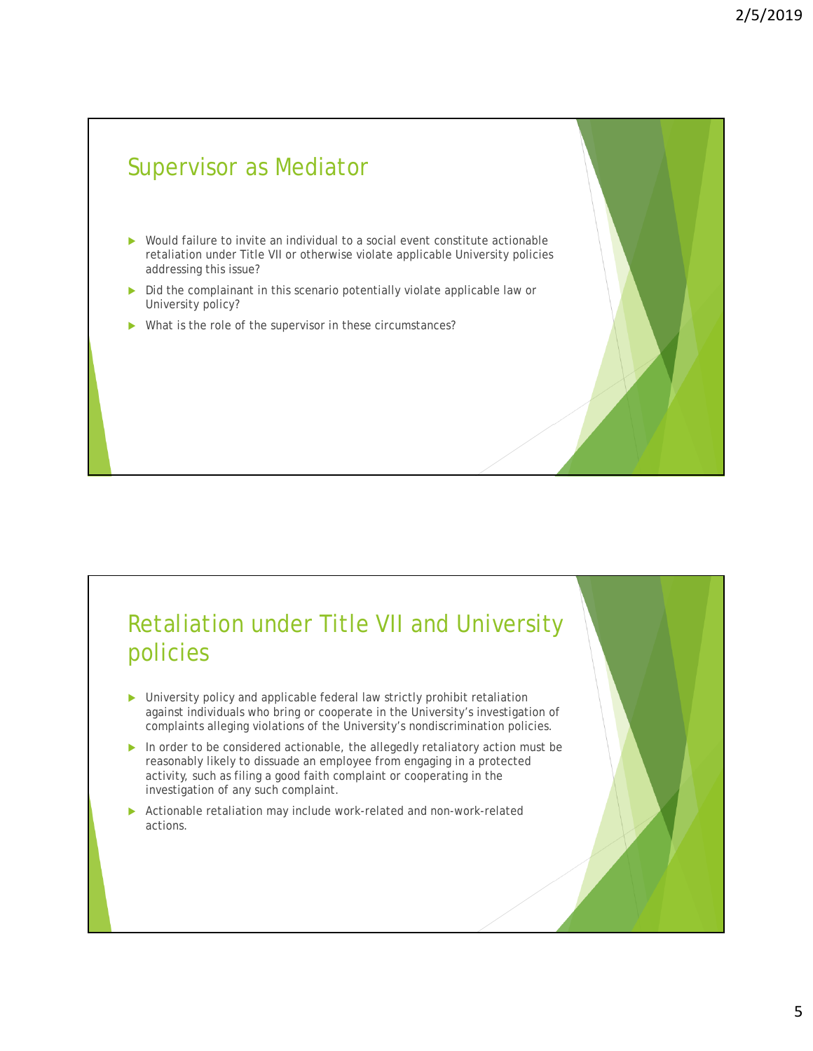## Supervisor as Mediator

- Would failure to invite an individual to a social event constitute actionable retaliation under Title VII or otherwise violate applicable University policies addressing this issue?
- Did the complainant in this scenario potentially violate applicable law or University policy?
- What is the role of the supervisor in these circumstances?

## Retaliation under Title VII and University policies

- University policy and applicable federal law strictly prohibit retaliation against individuals who bring or cooperate in the University's investigation of complaints alleging violations of the University's nondiscrimination policies.
- In order to be considered actionable, the allegedly retaliatory action must be reasonably likely to dissuade an employee from engaging in a protected activity, such as filing a good faith complaint or cooperating in the investigation of any such complaint.
- Actionable retaliation may include work-related and non-work-related actions.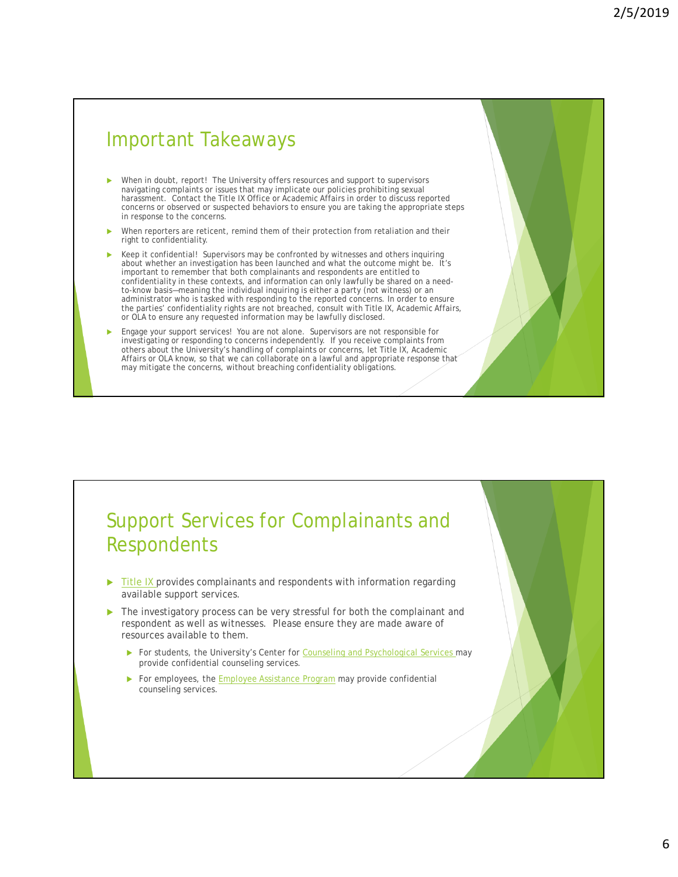## Important Takeaways

- When in doubt, report! The University offers resources and support to supervisors navigating complaints or issues that may implicate our policies prohibiting sexual harassment. Contact the Title IX Office or Academic Affairs in order to discuss reported concerns or observed or suspected behaviors to ensure you are taking the appropriate steps in response to the concerns.
- When reporters are reticent, remind them of their protection from retaliation and their right to confidentiality.
- Keep it confidential! Supervisors may be confronted by witnesses and others inquiring about whether an investigation has been launched and what the outcome might be. It's important to remember that both complainants and respondents are entitled to confidentiality in these contexts, and information can only lawfully be shared on a need-to-know basis—meaning the individual inquiring is either a party (not witness) or an administrator who is tasked with responding to the reported concerns. In order to ensure the parties' confidentiality rights are not breached, consult with Title IX, Academic Affairs, or OLA to ensure any requested information may be lawfully disclosed.
- Engage your support services! You are not alone. Supervisors are not responsible for investigating or responding to concerns independently. If you receive complaints from others about the University's handling of complaints or concerns, let Title IX, Academic Affairs or OLA know, so that we can collaborate on a lawful and appropriate response that may mitigate the concerns, without breaching confidentiality obligations.

## Support Services for Complainants and Respondents

- Title IX provides complainants and respondents with information regarding available support services.
- The investigatory process can be very stressful for both the complainant and respondent as well as witnesses. Please ensure they are made aware of resources available to them.
  - For students, the University's Center for Counseling and Psychological Services may provide confidential counseling services.
  - For employees, the Employee Assistance Program may provide confidential counseling services.